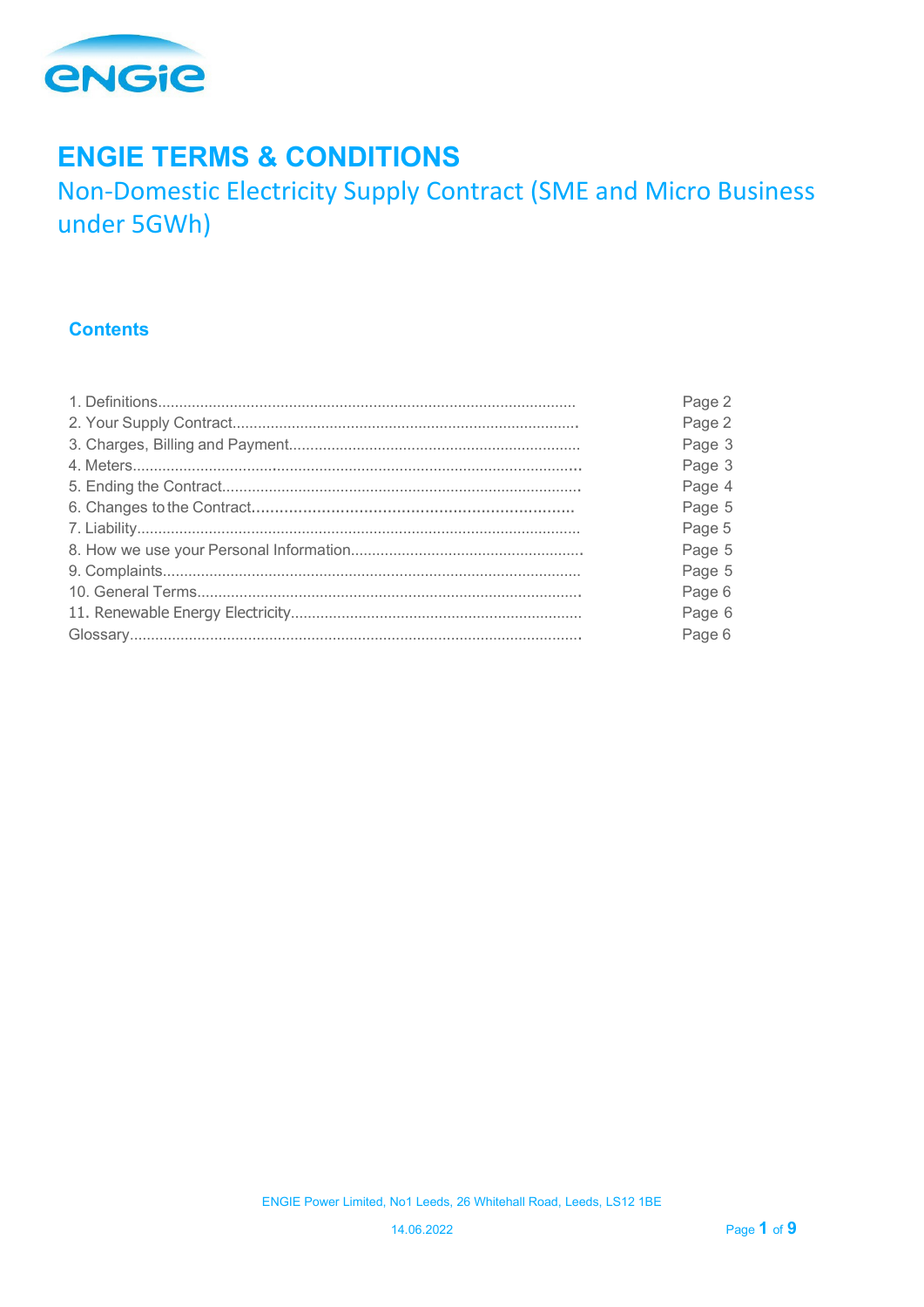# ENGIE TERMS & CONDITIONS

## Non-Domestic Electricity Supply Contract (SME and Micro Business under 5GWh)

### Contents

| Section | Page |
|---|---|
| 1. Definitions | Page 2 |
| 2. Your Supply Contract | Page 2 |
| 3. Charges, Billing and Payment | Page 3 |
| 4. Meters | Page 3 |
| 5. Ending the Contract | Page 4 |
| 6. Changes to the Contract | Page 5 |
| 7. Liability | Page 5 |
| 8. How we use your Personal Information | Page 5 |
| 9. Complaints | Page 5 |
| 10. General Terms | Page 6 |
| 11. Renewable Energy Electricity | Page 6 |
| Glossary | Page 6 |

ENGIE Power Limited, No1 Leeds, 26 Whitehall Road, Leeds, LS12 1BE

14.06.2022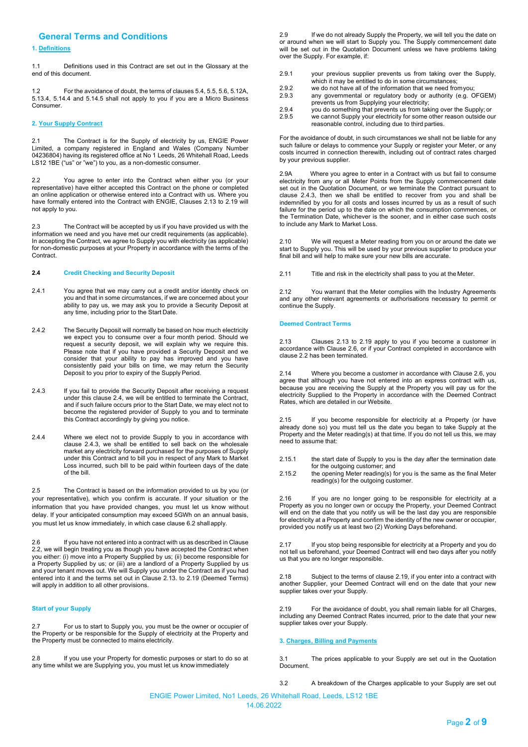## General Terms and Conditions

### 1. Definitions

1.1 Definitions used in this Contract are set out in the Glossary at the end of this document.

1.2 For the avoidance of doubt, the terms of clauses 5.4, 5.5, 5.6, 5.12A, 5.13.4, 5.14.4 and 5.14.5 shall not apply to you if you are a Micro Business Consumer.

### 2. Your Supply Contract

2.1 The Contract is for the Supply of electricity by us, ENGIE Power Limited, a company registered in England and Wales (Company Number 04236804) having its registered office at No 1 Leeds, 26 Whitehall Road, Leeds LS12 1BE ("us" or "we") to you, as a non-domestic consumer.

2.2 You agree to enter into the Contract when either you (or your representative) have either accepted this Contract on the phone or completed an online application or otherwise entered into a Contract with us. Where you have formally entered into the Contract with ENGIE, Clauses 2.13 to 2.19 will not apply to you.

2.3 The Contract will be accepted by us if you have provided us with the information we need and you have met our credit requirements (as applicable). In accepting the Contract, we agree to Supply you with electricity (as applicable) for non-domestic purposes at your Property in accordance with the terms of the Contract.

#### 2.4 Credit Checking and Security Deposit

2.4.1 You agree that we may carry out a credit and/or identity check on you and that in some circumstances, if we are concerned about your ability to pay us, we may ask you to provide a Security Deposit at any time, including prior to the Start Date.

2.4.2 The Security Deposit will normally be based on how much electricity we expect you to consume over a four month period. Should we request a security deposit, we will explain why we require this. Please note that if you have provided a Security Deposit and we consider that your ability to pay has improved and you have consistently paid your bills on time, we may return the Security Deposit to you prior to expiry of the Supply Period.

2.4.3 If you fail to provide the Security Deposit after receiving a request under this clause 2.4, we will be entitled to terminate the Contract, and if such failure occurs prior to the Start Date, we may elect not to become the registered provider of Supply to you and to terminate this Contract accordingly by giving you notice.

2.4.4 Where we elect not to provide Supply to you in accordance with clause 2.4.3, we shall be entitled to sell back on the wholesale market any electricity forward purchased for the purposes of Supply under this Contract and to bill you in respect of any Mark to Market Loss incurred, such bill to be paid within fourteen days of the date of the bill.

2.5 The Contract is based on the information provided to us by you (or your representative), which you confirm is accurate. If your situation or the information that you have provided changes, you must let us know without delay. If your anticipated consumption may exceed 5GWh on an annual basis, you must let us know immediately, in which case clause 6.2 shall apply.

2.6 If you have not entered into a contract with us as described in Clause 2.2, we will begin treating you as though you have accepted the Contract when you either: (i) move into a Property Supplied by us; (ii) become responsible for a Property Supplied by us; or (iii) are a landlord of a Property Supplied by us and your tenant moves out. We will Supply you under the Contract as if you had entered into it and the terms set out in Clause 2.13. to 2.19 (Deemed Terms) will apply in addition to all other provisions.

#### Start of your Supply

2.7 For us to start to Supply you, you must be the owner or occupier of the Property or be responsible for the Supply of electricity at the Property and the Property must be connected to mains electricity.

2.8 If you use your Property for domestic purposes or start to do so at any time whilst we are Supplying you, you must let us know immediately

2.9 If we do not already Supply the Property, we will tell you the date on or around when we will start to Supply you. The Supply commencement date will be set out in the Quotation Document unless we have problems taking over the Supply. For example, if:

2.9.1 your previous supplier prevents us from taking over the Supply, which it may be entitled to do in some circumstances;
2.9.2 we do not have all of the information that we need from you;
2.9.3 any governmental or regulatory body or authority (e.g. OFGEM) prevents us from Supplying your electricity;
2.9.4 you do something that prevents us from taking over the Supply; or
2.9.5 we cannot Supply your electricity for some other reason outside our reasonable control, including due to third parties.

For the avoidance of doubt, in such circumstances we shall not be liable for any such failure or delays to commence your Supply or register your Meter, or any costs incurred in connection therewith, including out of contract rates charged by your previous supplier.

2.9A Where you agree to enter in a Contract with us but fail to consume electricity from any or all Meter Points from the Supply commencement date set out in the Quotation Document, or we terminate the Contract pursuant to clause 2.4.3, then we shall be entitled to recover from you and shall be indemnified by you for all costs and losses incurred by us as a result of such failure for the period up to the date on which the consumption commences, or the Termination Date, whichever is the sooner, and in either case such costs to include any Mark to Market Loss.

2.10 We will request a Meter reading from you on or around the date we start to Supply you. This will be used by your previous supplier to produce your final bill and will help to make sure your new bills are accurate.

2.11 Title and risk in the electricity shall pass to you at the Meter.

2.12 You warrant that the Meter complies with the Industry Agreements and any other relevant agreements or authorisations necessary to permit or continue the Supply.

#### Deemed Contract Terms

2.13 Clauses 2.13 to 2.19 apply to you if you become a customer in accordance with Clause 2.6, or if your Contract completed in accordance with clause 2.2 has been terminated.

2.14 Where you become a customer in accordance with Clause 2.6, you agree that although you have not entered into an express contract with us, because you are receiving the Supply at the Property you will pay us for the electricity Supplied to the Property in accordance with the Deemed Contract Rates, which are detailed in our Website.

2.15 If you become responsible for electricity at a Property (or have already done so) you must tell us the date you began to take Supply at the Property and the Meter reading(s) at that time. If you do not tell us this, we may need to assume that:

2.15.1 the start date of Supply to you is the day after the termination date for the outgoing customer; and
2.15.2 the opening Meter reading(s) for you is the same as the final Meter reading(s) for the outgoing customer.

2.16 If you are no longer going to be responsible for electricity at a Property as you no longer own or occupy the Property, your Deemed Contract will end on the date that you notify us will be the last day you are responsible for electricity at a Property and confirm the identity of the new owner or occupier, provided you notify us at least two (2) Working Days beforehand.

2.17 If you stop being responsible for electricity at a Property and you do not tell us beforehand, your Deemed Contract will end two days after you notify us that you are no longer responsible.

2.18 Subject to the terms of clause 2.19, if you enter into a contract with another Supplier, your Deemed Contract will end on the date that your new supplier takes over your Supply.

2.19 For the avoidance of doubt, you shall remain liable for all Charges, including any Deemed Contract Rates incurred, prior to the date that your new supplier takes over your Supply.

### 3. Charges, Billing and Payments

3.1 The prices applicable to your Supply are set out in the Quotation Document.

3.2 A breakdown of the Charges applicable to your Supply are set out

ENGIE Power Limited, No1 Leeds, 26 Whitehall Road, Leeds, LS12 1BE
14.06.2022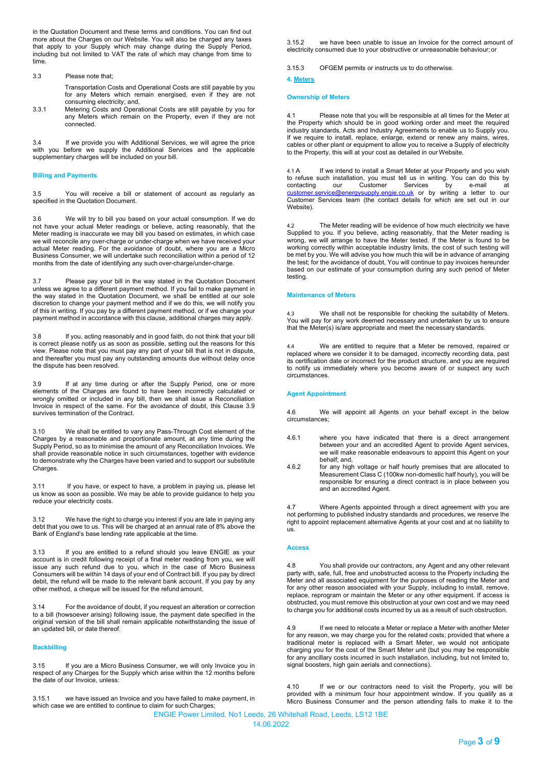in the Quotation Document and these terms and conditions. You can find out more about the Charges on our Website. You will also be charged any taxes that apply to your Supply which may change during the Supply Period, including but not limited to VAT the rate of which may change from time to time.

3.3 Please note that;

Transportation Costs and Operational Costs are still payable by you for any Meters which remain energised, even if they are not consuming electricity; and,

3.3.1 Metering Costs and Operational Costs are still payable by you for any Meters which remain on the Property, even if they are not connected.

3.4 If we provide you with Additional Services, we will agree the price with you before we supply the Additional Services and the applicable supplementary charges will be included on your bill.

### Billing and Payments

3.5 You will receive a bill or statement of account as regularly as specified in the Quotation Document.

3.6 We will try to bill you based on your actual consumption. If we do not have your actual Meter readings or believe, acting reasonably, that the Meter reading is inaccurate we may bill you based on estimates, in which case we will reconcile any over-charge or under-charge when we have received your actual Meter reading. For the avoidance of doubt, where you are a Micro Business Consumer, we will undertake such reconciliation within a period of 12 months from the date of identifying any such over-charge/under-charge.

3.7 Please pay your bill in the way stated in the Quotation Document unless we agree to a different payment method. If you fail to make payment in the way stated in the Quotation Document, we shall be entitled at our sole discretion to change your payment method and if we do this, we will notify you of this in writing. If you pay by a different payment method, or if we change your payment method in accordance with this clause, additional charges may apply.

3.8 If you, acting reasonably and in good faith, do not think that your bill is correct please notify us as soon as possible, setting out the reasons for this view. Please note that you must pay any part of your bill that is not in dispute, and thereafter you must pay any outstanding amounts due without delay once the dispute has been resolved.

3.9 If at any time during or after the Supply Period, one or more elements of the Charges are found to have been incorrectly calculated or wrongly omitted or included in any bill, then we shall issue a Reconciliation Invoice in respect of the same. For the avoidance of doubt, this Clause 3.9 survives termination of the Contract.

3.10 We shall be entitled to vary any Pass-Through Cost element of the Charges by a reasonable and proportionate amount, at any time during the Supply Period, so as to minimise the amount of any Reconciliation Invoices. We shall provide reasonable notice in such circumstances, together with evidence to demonstrate why the Charges have been varied and to support our substitute Charges.

3.11 If you have, or expect to have, a problem in paying us, please let us know as soon as possible. We may be able to provide guidance to help you reduce your electricity costs.

3.12 We have the right to charge you interest if you are late in paying any debt that you owe to us. This will be charged at an annual rate of 8% above the Bank of England's base lending rate applicable at the time.

3.13 If you are entitled to a refund should you leave ENGIE as your account is in credit following receipt of a final meter reading from you, we will issue any such refund due to you, which in the case of Micro Business Consumers will be within 14 days of your end of Contract bill. If you pay by direct debit, the refund will be made to the relevant bank account. If you pay by any other method, a cheque will be issued for the refund amount.

3.14 For the avoidance of doubt, if you request an alteration or correction to a bill (howsoever arising) following issue, the payment date specified in the original version of the bill shall remain applicable notwithstanding the issue of an updated bill, or date thereof.

### Backbilling

3.15 If you are a Micro Business Consumer, we will only Invoice you in respect of any Charges for the Supply which arise within the 12 months before the date of our Invoice, unless:

3.15.1 we have issued an Invoice and you have failed to make payment, in which case we are entitled to continue to claim for such Charges;

3.15.2 we have been unable to issue an Invoice for the correct amount of electricity consumed due to your obstructive or unreasonable behaviour; or

3.15.3 OFGEM permits or instructs us to do otherwise.

## 4. Meters

### Ownership of Meters

4.1 Please note that you will be responsible at all times for the Meter at the Property which should be in good working order and meet the required industry standards, Acts and Industry Agreements to enable us to Supply you. If we require to install, replace, enlarge, extend or renew any mains, wires, cables or other plant or equipment to allow you to receive a Supply of electricity to the Property, this will at your cost as detailed in our Website.

4.1 A If we intend to install a Smart Meter at your Property and you wish to refuse such installation, you must tell us in writing. You can do this by contacting our Customer Services by e-mail at customer.service@energysupply.engie.co.uk or by writing a letter to our Customer Services team (the contact details for which are set out in our Website).

4.2 The Meter reading will be evidence of how much electricity we have Supplied to you. If you believe, acting reasonably, that the Meter reading is wrong, we will arrange to have the Meter tested. If the Meter is found to be working correctly within acceptable industry limits, the cost of such testing will be met by you. We will advise you how much this will be in advance of arranging the test; for the avoidance of doubt, You will continue to pay invoices hereunder based on our estimate of your consumption during any such period of Meter testing.

### Maintenance of Meters

4.3 We shall not be responsible for checking the suitability of Meters. You will pay for any work deemed necessary and undertaken by us to ensure that the Meter(s) is/are appropriate and meet the necessary standards.

4.4 We are entitled to require that a Meter be removed, repaired or replaced where we consider it to be damaged, incorrectly recording data, past its certification date or incorrect for the product structure, and you are required to notify us immediately where you become aware of or suspect any such circumstances.

### Agent Appointment

4.6 We will appoint all Agents on your behalf except in the below circumstances;

4.6.1 where you have indicated that there is a direct arrangement between your and an accredited Agent to provide Agent services, we will make reasonable endeavours to appoint this Agent on your behalf; and,

4.6.2 for any high voltage or half hourly premises that are allocated to Measurement Class C (100kw non-domestic half hourly), you will be responsible for ensuring a direct contract is in place between you and an accredited Agent.

4.7 Where Agents appointed through a direct agreement with you are not performing to published industry standards and procedures, we reserve the right to appoint replacement alternative Agents at your cost and at no liability to us.

### Access

4.8 You shall provide our contractors, any Agent and any other relevant party with, safe, full, free and unobstructed access to the Property including the Meter and all associated equipment for the purposes of reading the Meter and for any other reason associated with your Supply, including to install, remove, replace, reprogram or maintain the Meter or any other equipment. If access is obstructed, you must remove this obstruction at your own cost and we may need to charge you for additional costs incurred by us as a result of such obstruction.

4.9 If we need to relocate a Meter or replace a Meter with another Meter for any reason, we may charge you for the related costs; provided that where a traditional meter is replaced with a Smart Meter, we would not anticipate charging you for the cost of the Smart Meter unit (but you may be responsible for any ancillary costs incurred in such installation, including, but not limited to, signal boosters, high gain aerials and connections).

4.10 If we or our contractors need to visit the Property, you will be provided with a minimum four hour appointment window. If you qualify as a Micro Business Consumer and the person attending fails to make it to the

ENGIE Power Limited, No1 Leeds, 26 Whitehall Road, Leeds, LS12 1BE
14.06.2022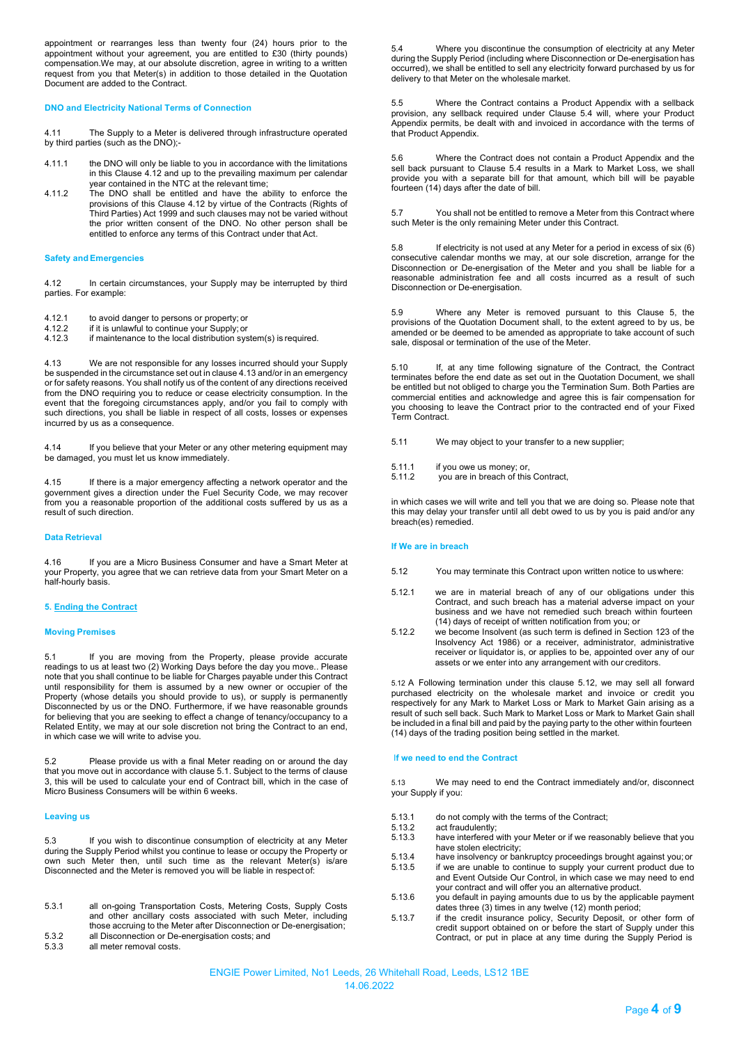appointment or rearranges less than twenty four (24) hours prior to the appointment without your agreement, you are entitled to £30 (thirty pounds) compensation.We may, at our absolute discretion, agree in writing to a written request from you that Meter(s) in addition to those detailed in the Quotation Document are added to the Contract.

**DNO and Electricity National Terms of Connection**

4.11 The Supply to a Meter is delivered through infrastructure operated by third parties (such as the DNO);-

4.11.1 the DNO will only be liable to you in accordance with the limitations in this Clause 4.12 and up to the prevailing maximum per calendar year contained in the NTC at the relevant time;

4.11.2 The DNO shall be entitled and have the ability to enforce the provisions of this Clause 4.12 by virtue of the Contracts (Rights of Third Parties) Act 1999 and such clauses may not be varied without the prior written consent of the DNO. No other person shall be entitled to enforce any terms of this Contract under that Act.

**Safety and Emergencies**

4.12 In certain circumstances, your Supply may be interrupted by third parties. For example:

4.12.1 to avoid danger to persons or property; or

4.12.2 if it is unlawful to continue your Supply; or

4.12.3 if maintenance to the local distribution system(s) is required.

4.13 We are not responsible for any losses incurred should your Supply be suspended in the circumstance set out in clause 4.13 and/or in an emergency or for safety reasons. You shall notify us of the content of any directions received from the DNO requiring you to reduce or cease electricity consumption. In the event that the foregoing circumstances apply, and/or you fail to comply with such directions, you shall be liable in respect of all costs, losses or expenses incurred by us as a consequence.

4.14 If you believe that your Meter or any other metering equipment may be damaged, you must let us know immediately.

4.15 If there is a major emergency affecting a network operator and the government gives a direction under the Fuel Security Code, we may recover from you a reasonable proportion of the additional costs suffered by us as a result of such direction.

**Data Retrieval**

4.16 If you are a Micro Business Consumer and have a Smart Meter at your Property, you agree that we can retrieve data from your Smart Meter on a half-hourly basis.

## 5. Ending the Contract

**Moving Premises**

5.1 If you are moving from the Property, please provide accurate readings to us at least two (2) Working Days before the day you move.. Please note that you shall continue to be liable for Charges payable under this Contract until responsibility for them is assumed by a new owner or occupier of the Property (whose details you should provide to us), or supply is permanently Disconnected by us or the DNO. Furthermore, if we have reasonable grounds for believing that you are seeking to effect a change of tenancy/occupancy to a Related Entity, we may at our sole discretion not bring the Contract to an end, in which case we will write to advise you.

5.2 Please provide us with a final Meter reading on or around the day that you move out in accordance with clause 5.1. Subject to the terms of clause 3, this will be used to calculate your end of Contract bill, which in the case of Micro Business Consumers will be within 6 weeks.

**Leaving us**

5.3 If you wish to discontinue consumption of electricity at any Meter during the Supply Period whilst you continue to lease or occupy the Property or own such Meter then, until such time as the relevant Meter(s) is/are Disconnected and the Meter is removed you will be liable in respect of:

5.3.1 all on-going Transportation Costs, Metering Costs, Supply Costs and other ancillary costs associated with such Meter, including those accruing to the Meter after Disconnection or De-energisation;

5.3.2 all Disconnection or De-energisation costs; and

5.3.3 all meter removal costs.

5.4 Where you discontinue the consumption of electricity at any Meter during the Supply Period (including where Disconnection or De-energisation has occurred), we shall be entitled to sell any electricity forward purchased by us for delivery to that Meter on the wholesale market.

5.5 Where the Contract contains a Product Appendix with a sellback provision, any sellback required under Clause 5.4 will, where your Product Appendix permits, be dealt with and invoiced in accordance with the terms of that Product Appendix.

5.6 Where the Contract does not contain a Product Appendix and the sell back pursuant to Clause 5.4 results in a Mark to Market Loss, we shall provide you with a separate bill for that amount, which bill will be payable fourteen (14) days after the date of bill.

5.7 You shall not be entitled to remove a Meter from this Contract where such Meter is the only remaining Meter under this Contract.

5.8 If electricity is not used at any Meter for a period in excess of six (6) consecutive calendar months we may, at our sole discretion, arrange for the Disconnection or De-energisation of the Meter and you shall be liable for a reasonable administration fee and all costs incurred as a result of such Disconnection or De-energisation.

5.9 Where any Meter is removed pursuant to this Clause 5, the provisions of the Quotation Document shall, to the extent agreed to by us, be amended or be deemed to be amended as appropriate to take account of such sale, disposal or termination of the use of the Meter.

5.10 If, at any time following signature of the Contract, the Contract terminates before the end date as set out in the Quotation Document, we shall be entitled but not obliged to charge you the Termination Sum. Both Parties are commercial entities and acknowledge and agree this is fair compensation for you choosing to leave the Contract prior to the contracted end of your Fixed Term Contract.

5.11 We may object to your transfer to a new supplier;

5.11.1 if you owe us money; or,

5.11.2 you are in breach of this Contract,

in which cases we will write and tell you that we are doing so. Please note that this may delay your transfer until all debt owed to us by you is paid and/or any breach(es) remedied.

**If We are in breach**

5.12 You may terminate this Contract upon written notice to us where:

5.12.1 we are in material breach of any of our obligations under this Contract, and such breach has a material adverse impact on your business and we have not remedied such breach within fourteen (14) days of receipt of written notification from you; or

5.12.2 we become Insolvent (as such term is defined in Section 123 of the Insolvency Act 1986) or a receiver, administrator, administrative receiver or liquidator is, or applies to be, appointed over any of our assets or we enter into any arrangement with our creditors.

5.12 A Following termination under this clause 5.12, we may sell all forward purchased electricity on the wholesale market and invoice or credit you respectively for any Mark to Market Loss or Mark to Market Gain arising as a result of such sell back. Such Mark to Market Loss or Mark to Market Gain shall be included in a final bill and paid by the paying party to the other within fourteen (14) days of the trading position being settled in the market.

**If we need to end the Contract**

5.13 We may need to end the Contract immediately and/or, disconnect your Supply if you:

5.13.1 do not comply with the terms of the Contract;

5.13.2 act fraudulently;

5.13.3 have interfered with your Meter or if we reasonably believe that you have stolen electricity;

5.13.4 have insolvency or bankruptcy proceedings brought against you; or

5.13.5 if we are unable to continue to supply your current product due to and Event Outside Our Control, in which case we may need to end your contract and will offer you an alternative product.

5.13.6 you default in paying amounts due to us by the applicable payment dates three (3) times in any twelve (12) month period;

5.13.7 if the credit insurance policy, Security Deposit, or other form of credit support obtained on or before the start of Supply under this Contract, or put in place at any time during the Supply Period is

ENGIE Power Limited, No1 Leeds, 26 Whitehall Road, Leeds, LS12 1BE
14.06.2022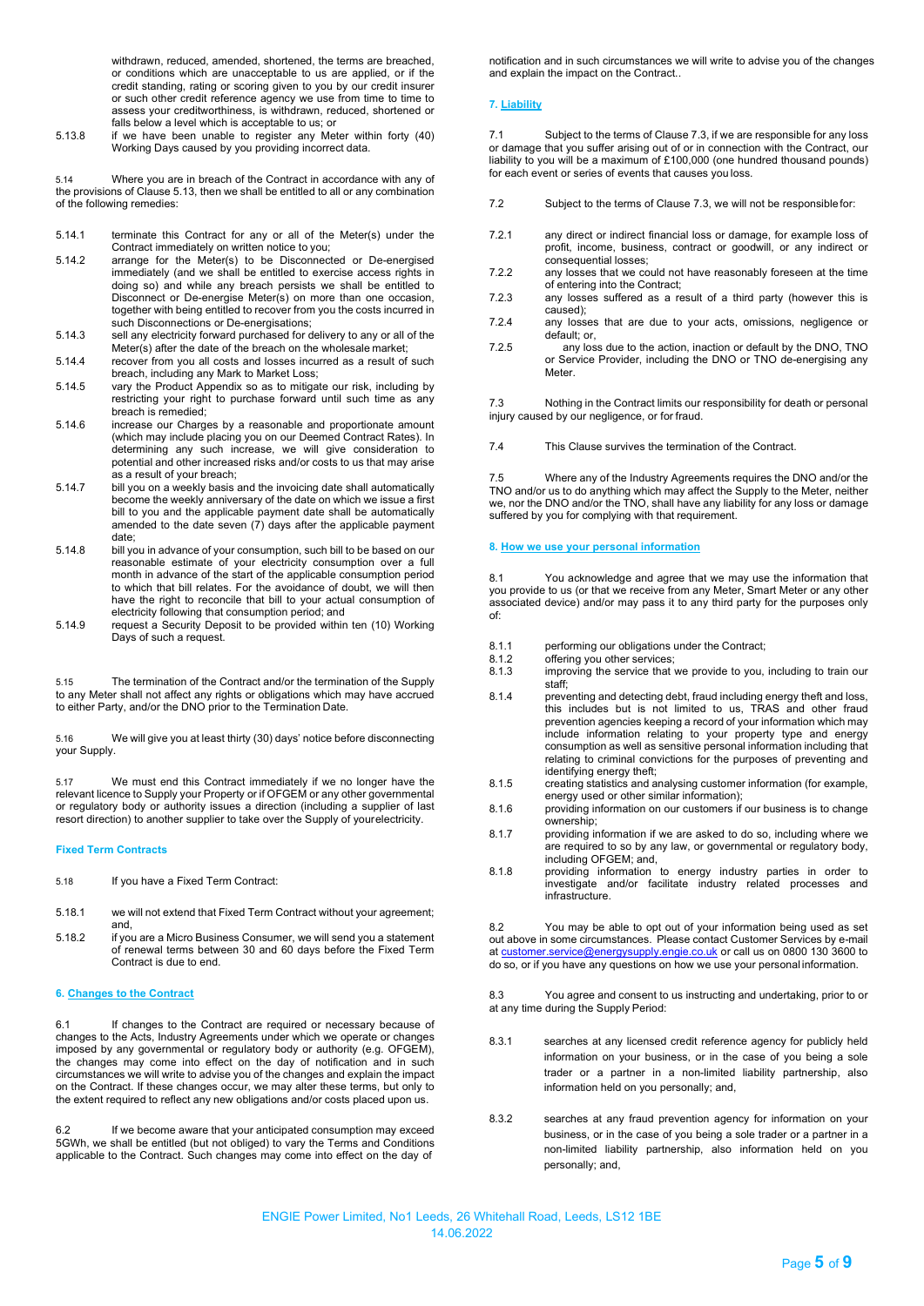withdrawn, reduced, amended, shortened, the terms are breached, or conditions which are unacceptable to us are applied, or if the credit standing, rating or scoring given to you by our credit insurer or such other credit reference agency we use from time to time to assess your creditworthiness, is withdrawn, reduced, shortened or falls below a level which is acceptable to us; or

5.13.8 if we have been unable to register any Meter within forty (40) Working Days caused by you providing incorrect data.

5.14 Where you are in breach of the Contract in accordance with any of the provisions of Clause 5.13, then we shall be entitled to all or any combination of the following remedies:

5.14.1 terminate this Contract for any or all of the Meter(s) under the Contract immediately on written notice to you;

5.14.2 arrange for the Meter(s) to be Disconnected or De-energised immediately (and we shall be entitled to exercise access rights in doing so) and while any breach persists we shall be entitled to Disconnect or De-energise Meter(s) on more than one occasion, together with being entitled to recover from you the costs incurred in such Disconnections or De-energisations;

5.14.3 sell any electricity forward purchased for delivery to any or all of the Meter(s) after the date of the breach on the wholesale market;

5.14.4 recover from you all costs and losses incurred as a result of such breach, including any Mark to Market Loss;

5.14.5 vary the Product Appendix so as to mitigate our risk, including by restricting your right to purchase forward until such time as any breach is remedied;

5.14.6 increase our Charges by a reasonable and proportionate amount (which may include placing you on our Deemed Contract Rates). In determining any such increase, we will give consideration to potential and other increased risks and/or costs to us that may arise as a result of your breach;

5.14.7 bill you on a weekly basis and the invoicing date shall automatically become the weekly anniversary of the date on which we issue a first bill to you and the applicable payment date shall be automatically amended to the date seven (7) days after the applicable payment date;

5.14.8 bill you in advance of your consumption, such bill to be based on our reasonable estimate of your electricity consumption over a full month in advance of the start of the applicable consumption period to which that bill relates. For the avoidance of doubt, we will then have the right to reconcile that bill to your actual consumption of electricity following that consumption period; and

5.14.9 request a Security Deposit to be provided within ten (10) Working Days of such a request.

5.15 The termination of the Contract and/or the termination of the Supply to any Meter shall not affect any rights or obligations which may have accrued to either Party, and/or the DNO prior to the Termination Date.

5.16 We will give you at least thirty (30) days' notice before disconnecting your Supply.

5.17 We must end this Contract immediately if we no longer have the relevant licence to Supply your Property or if OFGEM or any other governmental or regulatory body or authority issues a direction (including a supplier of last resort direction) to another supplier to take over the Supply of your electricity.

**Fixed Term Contracts**

5.18 If you have a Fixed Term Contract:

5.18.1 we will not extend that Fixed Term Contract without your agreement; and,

5.18.2 if you are a Micro Business Consumer, we will send you a statement of renewal terms between 30 and 60 days before the Fixed Term Contract is due to end.

## 6. Changes to the Contract

6.1 If changes to the Contract are required or necessary because of changes to the Acts, Industry Agreements under which we operate or changes imposed by any governmental or regulatory body or authority (e.g. OFGEM), the changes may come into effect on the day of notification and in such circumstances we will write to advise you of the changes and explain the impact on the Contract. If these changes occur, we may alter these terms, but only to the extent required to reflect any new obligations and/or costs placed upon us.

6.2 If we become aware that your anticipated consumption may exceed 5GWh, we shall be entitled (but not obliged) to vary the Terms and Conditions applicable to the Contract. Such changes may come into effect on the day of notification and in such circumstances we will write to advise you of the changes and explain the impact on the Contract..

## 7. Liability

7.1 Subject to the terms of Clause 7.3, if we are responsible for any loss or damage that you suffer arising out of or in connection with the Contract, our liability to you will be a maximum of £100,000 (one hundred thousand pounds) for each event or series of events that causes you loss.

7.2 Subject to the terms of Clause 7.3, we will not be responsible for:

7.2.1 any direct or indirect financial loss or damage, for example loss of profit, income, business, contract or goodwill, or any indirect or consequential losses;

7.2.2 any losses that we could not have reasonably foreseen at the time of entering into the Contract;

7.2.3 any losses suffered as a result of a third party (however this is caused);

7.2.4 any losses that are due to your acts, omissions, negligence or default; or,

7.2.5 any loss due to the action, inaction or default by the DNO, TNO or Service Provider, including the DNO or TNO de-energising any Meter.

7.3 Nothing in the Contract limits our responsibility for death or personal injury caused by our negligence, or for fraud.

7.4 This Clause survives the termination of the Contract.

7.5 Where any of the Industry Agreements requires the DNO and/or the TNO and/or us to do anything which may affect the Supply to the Meter, neither we, nor the DNO and/or the TNO, shall have any liability for any loss or damage suffered by you for complying with that requirement.

## 8. How we use your personal information

8.1 You acknowledge and agree that we may use the information that you provide to us (or that we receive from any Meter, Smart Meter or any other associated device) and/or may pass it to any third party for the purposes only of:

8.1.1 performing our obligations under the Contract;

8.1.2 offering you other services;

8.1.3 improving the service that we provide to you, including to train our staff;

8.1.4 preventing and detecting debt, fraud including energy theft and loss, this includes but is not limited to us, TRAS and other fraud prevention agencies keeping a record of your information which may include information relating to your property type and energy consumption as well as sensitive personal information including that relating to criminal convictions for the purposes of preventing and identifying energy theft;

8.1.5 creating statistics and analysing customer information (for example, energy used or other similar information);

8.1.6 providing information on our customers if our business is to change ownership;

8.1.7 providing information if we are asked to do so, including where we are required to so by any law, or governmental or regulatory body, including OFGEM; and,

8.1.8 providing information to energy industry parties in order to investigate and/or facilitate industry related processes and infrastructure.

8.2 You may be able to opt out of your information being used as set out above in some circumstances. Please contact Customer Services by e-mail at customer.service@energysupply.engie.co.uk or call us on 0800 130 3600 to do so, or if you have any questions on how we use your personal information.

8.3 You agree and consent to us instructing and undertaking, prior to or at any time during the Supply Period:

8.3.1 searches at any licensed credit reference agency for publicly held information on your business, or in the case of you being a sole trader or a partner in a non-limited liability partnership, also information held on you personally; and,

8.3.2 searches at any fraud prevention agency for information on your business, or in the case of you being a sole trader or a partner in a non-limited liability partnership, also information held on you personally; and,

ENGIE Power Limited, No1 Leeds, 26 Whitehall Road, Leeds, LS12 1BE
14.06.2022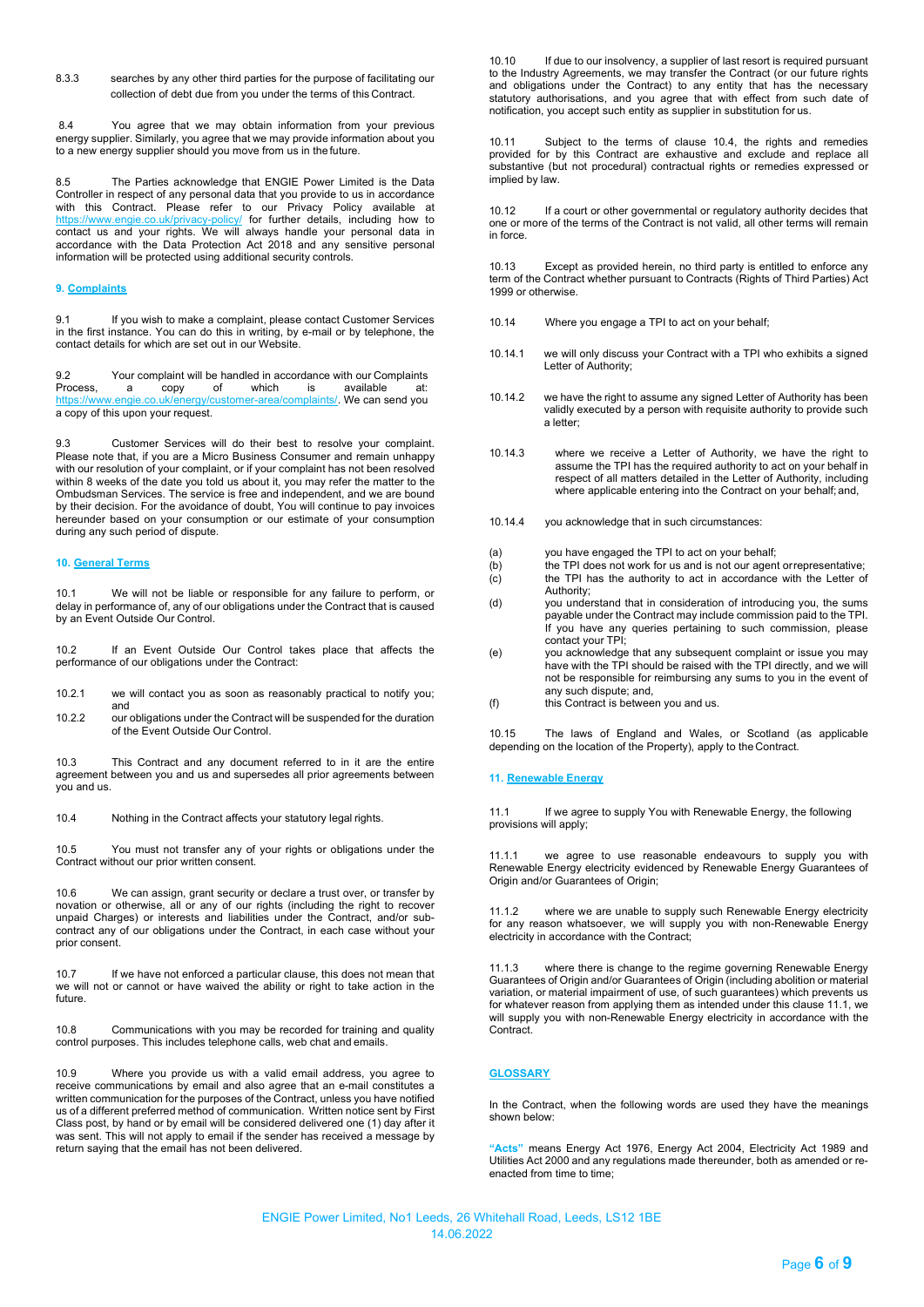8.3.3 searches by any other third parties for the purpose of facilitating our collection of debt due from you under the terms of this Contract.

8.4 You agree that we may obtain information from your previous energy supplier. Similarly, you agree that we may provide information about you to a new energy supplier should you move from us in the future.

8.5 The Parties acknowledge that ENGIE Power Limited is the Data Controller in respect of any personal data that you provide to us in accordance with this Contract. Please refer to our Privacy Policy available at https://www.engie.co.uk/privacy-policy/ for further details, including how to contact us and your rights. We will always handle your personal data in accordance with the Data Protection Act 2018 and any sensitive personal information will be protected using additional security controls.

## 9. Complaints

9.1 If you wish to make a complaint, please contact Customer Services in the first instance. You can do this in writing, by e-mail or by telephone, the contact details for which are set out in our Website.

9.2 Your complaint will be handled in accordance with our Complaints Process, a copy of which is available at: https://www.engie.co.uk/energy/customer-area/complaints/. We can send you a copy of this upon your request.

9.3 Customer Services will do their best to resolve your complaint. Please note that, if you are a Micro Business Consumer and remain unhappy with our resolution of your complaint, or if your complaint has not been resolved within 8 weeks of the date you told us about it, you may refer the matter to the Ombudsman Services. The service is free and independent, and we are bound by their decision. For the avoidance of doubt, You will continue to pay invoices hereunder based on your consumption or our estimate of your consumption during any such period of dispute.

## 10. General Terms

10.1 We will not be liable or responsible for any failure to perform, or delay in performance of, any of our obligations under the Contract that is caused by an Event Outside Our Control.

10.2 If an Event Outside Our Control takes place that affects the performance of our obligations under the Contract:

10.2.1 we will contact you as soon as reasonably practical to notify you; and

10.2.2 our obligations under the Contract will be suspended for the duration of the Event Outside Our Control.

10.3 This Contract and any document referred to in it are the entire agreement between you and us and supersedes all prior agreements between you and us.

10.4 Nothing in the Contract affects your statutory legal rights.

10.5 You must not transfer any of your rights or obligations under the Contract without our prior written consent.

10.6 We can assign, grant security or declare a trust over, or transfer by novation or otherwise, all or any of our rights (including the right to recover unpaid Charges) or interests and liabilities under the Contract, and/or sub-contract any of our obligations under the Contract, in each case without your prior consent.

10.7 If we have not enforced a particular clause, this does not mean that we will not or cannot or have waived the ability or right to take action in the future.

10.8 Communications with you may be recorded for training and quality control purposes. This includes telephone calls, web chat and emails.

10.9 Where you provide us with a valid email address, you agree to receive communications by email and also agree that an e-mail constitutes a written communication for the purposes of the Contract, unless you have notified us of a different preferred method of communication. Written notice sent by First Class post, by hand or by email will be considered delivered one (1) day after it was sent. This will not apply to email if the sender has received a message by return saying that the email has not been delivered.

10.10 If due to our insolvency, a supplier of last resort is required pursuant to the Industry Agreements, we may transfer the Contract (or our future rights and obligations under the Contract) to any entity that has the necessary statutory authorisations, and you agree that with effect from such date of notification, you accept such entity as supplier in substitution for us.

10.11 Subject to the terms of clause 10.4, the rights and remedies provided for by this Contract are exhaustive and exclude and replace all substantive (but not procedural) contractual rights or remedies expressed or implied by law.

10.12 If a court or other governmental or regulatory authority decides that one or more of the terms of the Contract is not valid, all other terms will remain in force.

10.13 Except as provided herein, no third party is entitled to enforce any term of the Contract whether pursuant to Contracts (Rights of Third Parties) Act 1999 or otherwise.

10.14 Where you engage a TPI to act on your behalf;

10.14.1 we will only discuss your Contract with a TPI who exhibits a signed Letter of Authority;

10.14.2 we have the right to assume any signed Letter of Authority has been validly executed by a person with requisite authority to provide such a letter;

10.14.3 where we receive a Letter of Authority, we have the right to assume the TPI has the required authority to act on your behalf in respect of all matters detailed in the Letter of Authority, including where applicable entering into the Contract on your behalf; and,

10.14.4 you acknowledge that in such circumstances:

(a) you have engaged the TPI to act on your behalf;
(b) the TPI does not work for us and is not our agent or representative;
(c) the TPI has the authority to act in accordance with the Letter of Authority;
(d) you understand that in consideration of introducing you, the sums payable under the Contract may include commission paid to the TPI. If you have any queries pertaining to such commission, please contact your TPI;
(e) you acknowledge that any subsequent complaint or issue you may have with the TPI should be raised with the TPI directly, and we will not be responsible for reimbursing any sums to you in the event of any such dispute; and,
(f) this Contract is between you and us.

10.15 The laws of England and Wales, or Scotland (as applicable depending on the location of the Property), apply to the Contract.

## 11. Renewable Energy

11.1 If we agree to supply You with Renewable Energy, the following provisions will apply;

11.1.1 we agree to use reasonable endeavours to supply you with Renewable Energy electricity evidenced by Renewable Energy Guarantees of Origin and/or Guarantees of Origin;

11.1.2 where we are unable to supply such Renewable Energy electricity for any reason whatsoever, we will supply you with non-Renewable Energy electricity in accordance with the Contract;

11.1.3 where there is change to the regime governing Renewable Energy Guarantees of Origin and/or Guarantees of Origin (including abolition or material variation, or material impairment of use, of such guarantees) which prevents us for whatever reason from applying them as intended under this clause 11.1, we will supply you with non-Renewable Energy electricity in accordance with the Contract.

## GLOSSARY

In the Contract, when the following words are used they have the meanings shown below:

**"Acts"** means Energy Act 1976, Energy Act 2004, Electricity Act 1989 and Utilities Act 2000 and any regulations made thereunder, both as amended or re-enacted from time to time;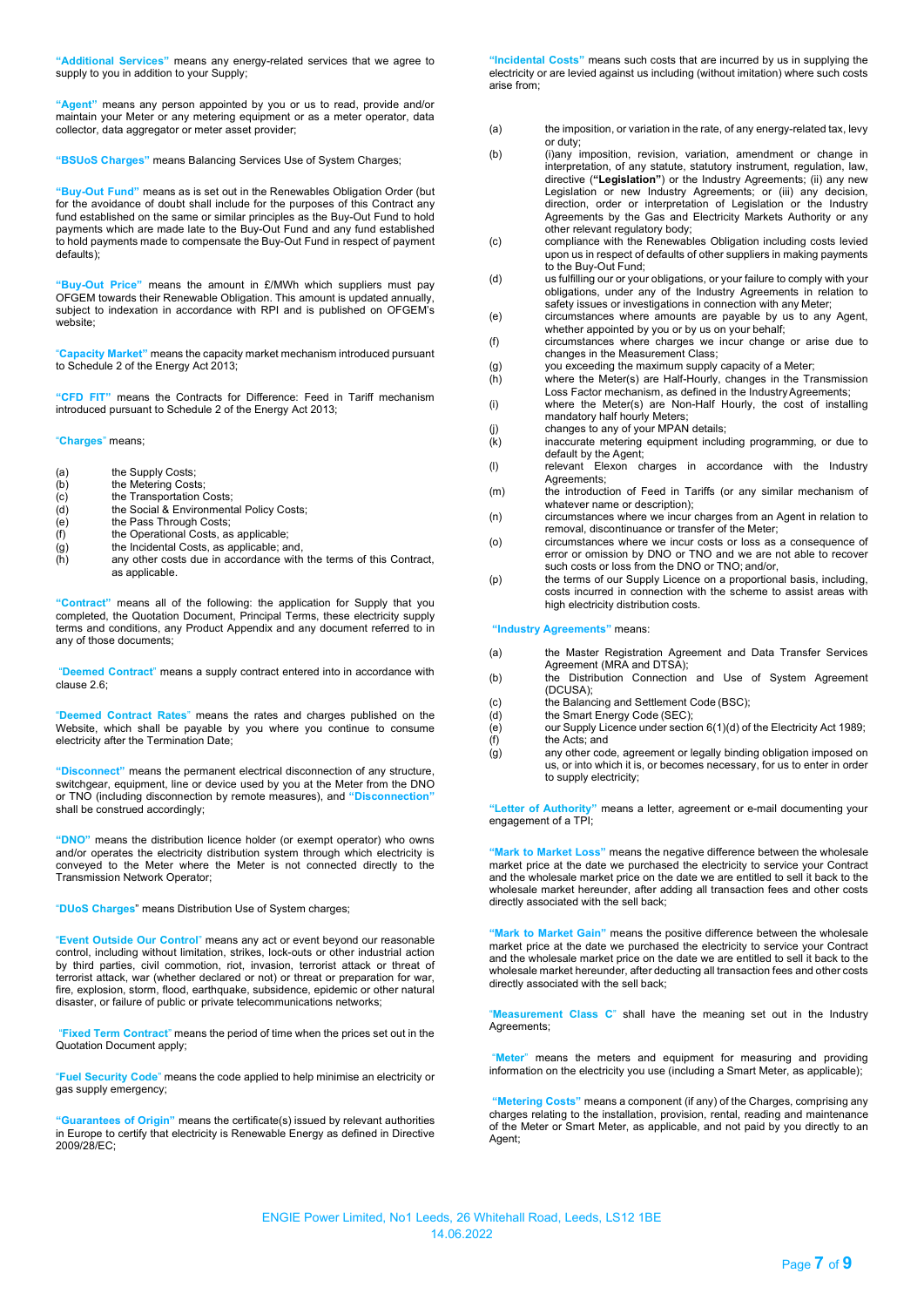**"Additional Services"** means any energy-related services that we agree to supply to you in addition to your Supply;

**"Agent"** means any person appointed by you or us to read, provide and/or maintain your Meter or any metering equipment or as a meter operator, data collector, data aggregator or meter asset provider;

**"BSUoS Charges"** means Balancing Services Use of System Charges;

**"Buy-Out Fund"** means as is set out in the Renewables Obligation Order (but for the avoidance of doubt shall include for the purposes of this Contract any fund established on the same or similar principles as the Buy-Out Fund to hold payments which are made late to the Buy-Out Fund and any fund established to hold payments made to compensate the Buy-Out Fund in respect of payment defaults);

**"Buy-Out Price"** means the amount in £/MWh which suppliers must pay OFGEM towards their Renewable Obligation. This amount is updated annually, subject to indexation in accordance with RPI and is published on OFGEM's website;

**"Capacity Market"** means the capacity market mechanism introduced pursuant to Schedule 2 of the Energy Act 2013;

**"CFD FIT"** means the Contracts for Difference: Feed in Tariff mechanism introduced pursuant to Schedule 2 of the Energy Act 2013;

**"Charges"** means;

(a) the Supply Costs;
(b) the Metering Costs;
(c) the Transportation Costs;
(d) the Social & Environmental Policy Costs;
(e) the Pass Through Costs;
(f) the Operational Costs, as applicable;
(g) the Incidental Costs, as applicable; and,
(h) any other costs due in accordance with the terms of this Contract, as applicable.

**"Contract"** means all of the following: the application for Supply that you completed, the Quotation Document, Principal Terms, these electricity supply terms and conditions, any Product Appendix and any document referred to in any of those documents;

**"Deemed Contract"** means a supply contract entered into in accordance with clause 2.6;

**"Deemed Contract Rates"** means the rates and charges published on the Website, which shall be payable by you where you continue to consume electricity after the Termination Date;

**"Disconnect"** means the permanent electrical disconnection of any structure, switchgear, equipment, line or device used by you at the Meter from the DNO or TNO (including disconnection by remote measures), and **"Disconnection"** shall be construed accordingly;

**"DNO"** means the distribution licence holder (or exempt operator) who owns and/or operates the electricity distribution system through which electricity is conveyed to the Meter where the Meter is not connected directly to the Transmission Network Operator;

**"DUoS Charges"** means Distribution Use of System charges;

**"Event Outside Our Control"** means any act or event beyond our reasonable control, including without limitation, strikes, lock-outs or other industrial action by third parties, civil commotion, riot, invasion, terrorist attack or threat of terrorist attack, war (whether declared or not) or threat or preparation for war, fire, explosion, storm, flood, earthquake, subsidence, epidemic or other natural disaster, or failure of public or private telecommunications networks;

**"Fixed Term Contract"** means the period of time when the prices set out in the Quotation Document apply;

**"Fuel Security Code"** means the code applied to help minimise an electricity or gas supply emergency;

**"Guarantees of Origin"** means the certificate(s) issued by relevant authorities in Europe to certify that electricity is Renewable Energy as defined in Directive 2009/28/EC;

**"Incidental Costs"** means such costs that are incurred by us in supplying the electricity or are levied against us including (without imitation) where such costs arise from;

(a) the imposition, or variation in the rate, of any energy-related tax, levy or duty;
(b) (i)any imposition, revision, variation, amendment or change in interpretation, of any statute, statutory instrument, regulation, law, directive (**"Legislation"**) or the Industry Agreements; (ii) any new Legislation or new Industry Agreements; or (iii) any decision, direction, order or interpretation of Legislation or the Industry Agreements by the Gas and Electricity Markets Authority or any other relevant regulatory body;
(c) compliance with the Renewables Obligation including costs levied upon us in respect of defaults of other suppliers in making payments to the Buy-Out Fund;
(d) us fulfilling our or your obligations, or your failure to comply with your obligations, under any of the Industry Agreements in relation to safety issues or investigations in connection with any Meter;
(e) circumstances where amounts are payable by us to any Agent, whether appointed by you or by us on your behalf;
(f) circumstances where charges we incur change or arise due to changes in the Measurement Class;
(g) you exceeding the maximum supply capacity of a Meter;
(h) where the Meter(s) are Half-Hourly, changes in the Transmission Loss Factor mechanism, as defined in the Industry Agreements;
(i) where the Meter(s) are Non-Half Hourly, the cost of installing mandatory half hourly Meters;
(j) changes to any of your MPAN details;
(k) inaccurate metering equipment including programming, or due to default by the Agent;
(l) relevant Elexon charges in accordance with the Industry Agreements;
(m) the introduction of Feed in Tariffs (or any similar mechanism of whatever name or description);
(n) circumstances where we incur charges from an Agent in relation to removal, discontinuance or transfer of the Meter;
(o) circumstances where we incur costs or loss as a consequence of error or omission by DNO or TNO and we are not able to recover such costs or loss from the DNO or TNO; and/or,
(p) the terms of our Supply Licence on a proportional basis, including, costs incurred in connection with the scheme to assist areas with high electricity distribution costs.

**"Industry Agreements"** means:

(a) the Master Registration Agreement and Data Transfer Services Agreement (MRA and DTSA);
(b) the Distribution Connection and Use of System Agreement (DCUSA);
(c) the Balancing and Settlement Code (BSC);
(d) the Smart Energy Code (SEC);
(e) our Supply Licence under section 6(1)(d) of the Electricity Act 1989;
(f) the Acts; and
(g) any other code, agreement or legally binding obligation imposed on us, or into which it is, or becomes necessary, for us to enter in order to supply electricity;

**"Letter of Authority"** means a letter, agreement or e-mail documenting your engagement of a TPI;

**"Mark to Market Loss"** means the negative difference between the wholesale market price at the date we purchased the electricity to service your Contract and the wholesale market price on the date we are entitled to sell it back to the wholesale market hereunder, after adding all transaction fees and other costs directly associated with the sell back;

**"Mark to Market Gain"** means the positive difference between the wholesale market price at the date we purchased the electricity to service your Contract and the wholesale market price on the date we are entitled to sell it back to the wholesale market hereunder, after deducting all transaction fees and other costs directly associated with the sell back;

**"Measurement Class C"** shall have the meaning set out in the Industry Agreements;

**"Meter"** means the meters and equipment for measuring and providing information on the electricity you use (including a Smart Meter, as applicable);

**"Metering Costs"** means a component (if any) of the Charges, comprising any charges relating to the installation, provision, rental, reading and maintenance of the Meter or Smart Meter, as applicable, and not paid by you directly to an Agent;

ENGIE Power Limited, No1 Leeds, 26 Whitehall Road, Leeds, LS12 1BE
14.06.2022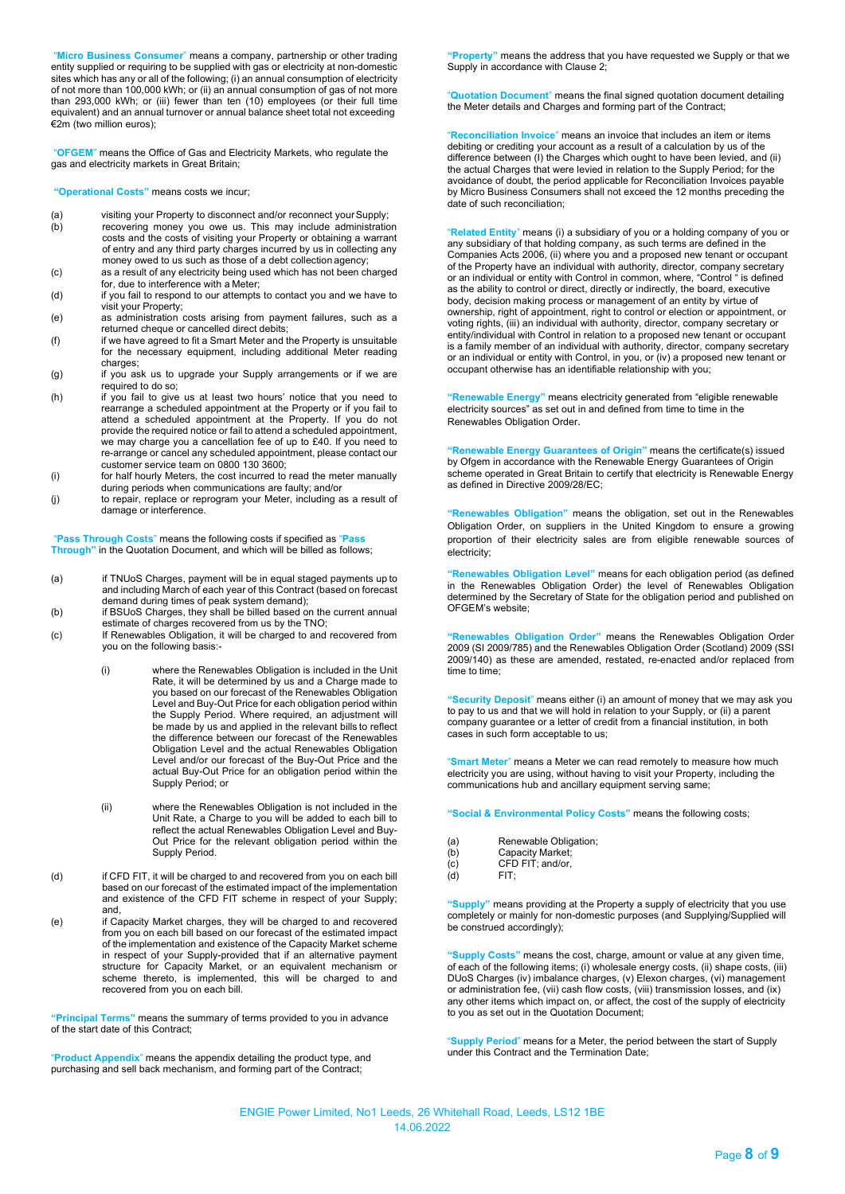"**Micro Business Consumer**" means a company, partnership or other trading entity supplied or requiring to be supplied with gas or electricity at non-domestic sites which has any or all of the following; (i) an annual consumption of electricity of not more than 100,000 kWh; or (ii) an annual consumption of gas of not more than 293,000 kWh; or (iii) fewer than ten (10) employees (or their full time equivalent) and an annual turnover or annual balance sheet total not exceeding €2m (two million euros);

"**OFGEM**" means the Office of Gas and Electricity Markets, who regulate the gas and electricity markets in Great Britain;

"**Operational Costs**" means costs we incur;

(a) visiting your Property to disconnect and/or reconnect your Supply;
(b) recovering money you owe us. This may include administration costs and the costs of visiting your Property or obtaining a warrant of entry and any third party charges incurred by us in collecting any money owed to us such as those of a debt collection agency;
(c) as a result of any electricity being used which has not been charged for, due to interference with a Meter;
(d) if you fail to respond to our attempts to contact you and we have to visit your Property;
(e) as administration costs arising from payment failures, such as a returned cheque or cancelled direct debits;
(f) if we have agreed to fit a Smart Meter and the Property is unsuitable for the necessary equipment, including additional Meter reading charges;
(g) if you ask us to upgrade your Supply arrangements or if we are required to do so;
(h) if you fail to give us at least two hours' notice that you need to rearrange a scheduled appointment at the Property or if you fail to attend a scheduled appointment at the Property. If you do not provide the required notice or fail to attend a scheduled appointment, we may charge you a cancellation fee of up to £40. If you need to re-arrange or cancel any scheduled appointment, please contact our customer service team on 0800 130 3600;
(i) for half hourly Meters, the cost incurred to read the meter manually during periods when communications are faulty; and/or
(j) to repair, replace or reprogram your Meter, including as a result of damage or interference.

"**Pass Through Costs**" means the following costs if specified as "**Pass Through**" in the Quotation Document, and which will be billed as follows;

(a) if TNUoS Charges, payment will be in equal staged payments up to and including March of each year of this Contract (based on forecast demand during times of peak system demand);
(b) if BSUoS Charges, they shall be billed based on the current annual estimate of charges recovered from us by the TNO;
(c) If Renewables Obligation, it will be charged to and recovered from you on the following basis:-
    (i) where the Renewables Obligation is included in the Unit Rate, it will be determined by us and a Charge made to you based on our forecast of the Renewables Obligation Level and Buy-Out Price for each obligation period within the Supply Period. Where required, an adjustment will be made by us and applied in the relevant bills to reflect the difference between our forecast of the Renewables Obligation Level and the actual Renewables Obligation Level and/or our forecast of the Buy-Out Price and the actual Buy-Out Price for an obligation period within the Supply Period; or
    (ii) where the Renewables Obligation is not included in the Unit Rate, a Charge to you will be added to each bill to reflect the actual Renewables Obligation Level and Buy-Out Price for the relevant obligation period within the Supply Period.
(d) if CFD FIT, it will be charged to and recovered from you on each bill based on our forecast of the estimated impact of the implementation and existence of the CFD FIT scheme in respect of your Supply; and,
(e) if Capacity Market charges, they will be charged to and recovered from you on each bill based on our forecast of the estimated impact of the implementation and existence of the Capacity Market scheme in respect of your Supply-provided that if an alternative payment structure for Capacity Market, or an equivalent mechanism or scheme thereto, is implemented, this will be charged to and recovered from you on each bill.

"**Principal Terms**" means the summary of terms provided to you in advance of the start date of this Contract;

"**Product Appendix**" means the appendix detailing the product type, and purchasing and sell back mechanism, and forming part of the Contract;

"**Property**" means the address that you have requested we Supply or that we Supply in accordance with Clause 2;

"**Quotation Document**" means the final signed quotation document detailing the Meter details and Charges and forming part of the Contract;

"**Reconciliation Invoice**" means an invoice that includes an item or items debiting or crediting your account as a result of a calculation by us of the difference between (I) the Charges which ought to have been levied, and (ii) the actual Charges that were levied in relation to the Supply Period; for the avoidance of doubt, the period applicable for Reconciliation Invoices payable by Micro Business Consumers shall not exceed the 12 months preceding the date of such reconciliation;

"**Related Entity**" means (i) a subsidiary of you or a holding company of you or any subsidiary of that holding company, as such terms are defined in the Companies Acts 2006, (ii) where you and a proposed new tenant or occupant of the Property have an individual with authority, director, company secretary or an individual or entity with Control in common, where, "Control " is defined as the ability to control or direct, directly or indirectly, the board, executive body, decision making process or management of an entity by virtue of ownership, right of appointment, right to control or election or appointment, or voting rights, (iii) an individual with authority, director, company secretary or entity/individual with Control in relation to a proposed new tenant or occupant is a family member of an individual with authority, director, company secretary or an individual or entity with Control, in you, or (iv) a proposed new tenant or occupant otherwise has an identifiable relationship with you;

"**Renewable Energy**" means electricity generated from "eligible renewable electricity sources" as set out in and defined from time to time in the Renewables Obligation Order.

"**Renewable Energy Guarantees of Origin**" means the certificate(s) issued by Ofgem in accordance with the Renewable Energy Guarantees of Origin scheme operated in Great Britain to certify that electricity is Renewable Energy as defined in Directive 2009/28/EC;

"**Renewables Obligation**" means the obligation, set out in the Renewables Obligation Order, on suppliers in the United Kingdom to ensure a growing proportion of their electricity sales are from eligible renewable sources of electricity;

"**Renewables Obligation Level**" means for each obligation period (as defined in the Renewables Obligation Order) the level of Renewables Obligation determined by the Secretary of State for the obligation period and published on OFGEM's website;

"**Renewables Obligation Order**" means the Renewables Obligation Order 2009 (SI 2009/785) and the Renewables Obligation Order (Scotland) 2009 (SSI 2009/140) as these are amended, restated, re-enacted and/or replaced from time to time;

"**Security Deposit**" means either (i) an amount of money that we may ask you to pay to us and that we will hold in relation to your Supply, or (ii) a parent company guarantee or a letter of credit from a financial institution, in both cases in such form acceptable to us;

"**Smart Meter**" means a Meter we can read remotely to measure how much electricity you are using, without having to visit your Property, including the communications hub and ancillary equipment serving same;

"**Social & Environmental Policy Costs**" means the following costs;

(a) Renewable Obligation;
(b) Capacity Market;
(c) CFD FIT; and/or,
(d) FIT;

"**Supply**" means providing at the Property a supply of electricity that you use completely or mainly for non-domestic purposes (and Supplying/Supplied will be construed accordingly);

"**Supply Costs**" means the cost, charge, amount or value at any given time, of each of the following items; (i) wholesale energy costs, (ii) shape costs, (iii) DUoS Charges (iv) imbalance charges, (v) Elexon charges, (vi) management or administration fee, (vii) cash flow costs, (viii) transmission losses, and (ix) any other items which impact on, or affect, the cost of the supply of electricity to you as set out in the Quotation Document;

"**Supply Period**" means for a Meter, the period between the start of Supply under this Contract and the Termination Date;

ENGIE Power Limited, No1 Leeds, 26 Whitehall Road, Leeds, LS12 1BE
14.06.2022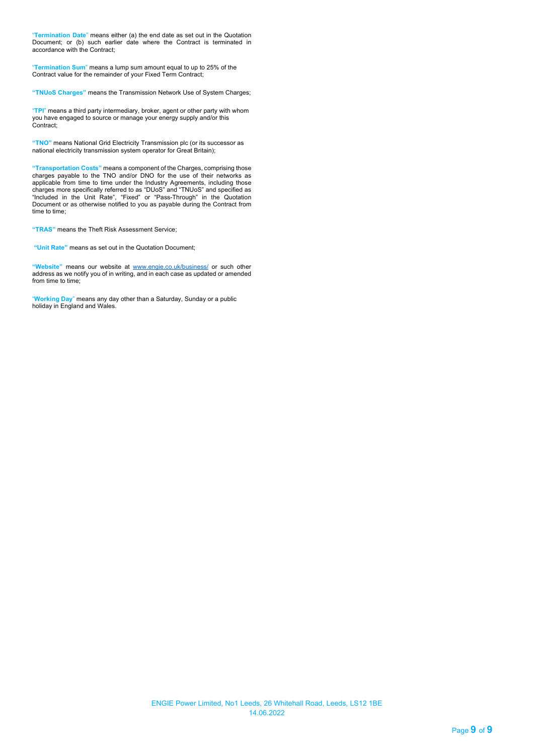"**Termination Date**" means either (a) the end date as set out in the Quotation Document; or (b) such earlier date where the Contract is terminated in accordance with the Contract;

"**Termination Sum**" means a lump sum amount equal to up to 25% of the Contract value for the remainder of your Fixed Term Contract;

**"TNUoS Charges"** means the Transmission Network Use of System Charges;

"**TPI**" means a third party intermediary, broker, agent or other party with whom you have engaged to source or manage your energy supply and/or this Contract;

**"TNO"** means National Grid Electricity Transmission plc (or its successor as national electricity transmission system operator for Great Britain);

**"Transportation Costs"** means a component of the Charges, comprising those charges payable to the TNO and/or DNO for the use of their networks as applicable from time to time under the Industry Agreements, including those charges more specifically referred to as "DUoS" and "TNUoS" and specified as "Included in the Unit Rate", "Fixed" or "Pass-Through" in the Quotation Document or as otherwise notified to you as payable during the Contract from time to time;

**"TRAS"** means the Theft Risk Assessment Service;

**"Unit Rate"** means as set out in the Quotation Document;

**"Website"** means our website at www.engie.co.uk/business/ or such other address as we notify you of in writing, and in each case as updated or amended from time to time;

"**Working Day**" means any day other than a Saturday, Sunday or a public holiday in England and Wales.

ENGIE Power Limited, No1 Leeds, 26 Whitehall Road, Leeds, LS12 1BE
14.06.2022